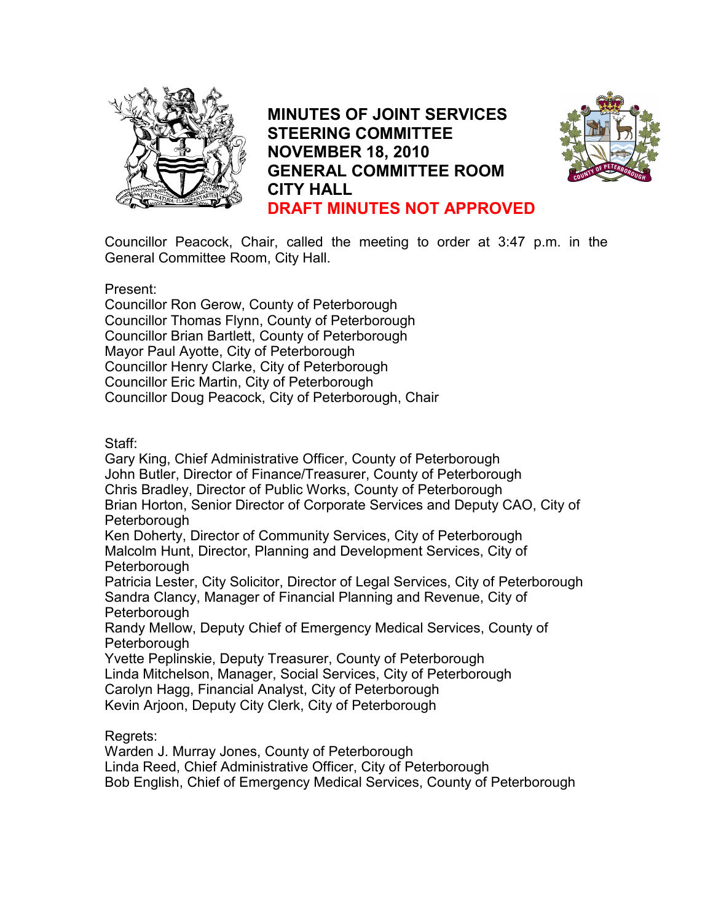# MINUTES OF JOINT SERVICES STEERING COMMITTEE NOVEMBER 18, 2010 GENERAL COMMITTEE ROOM CITY HALL

**DRAFT MINUTES NOT APPROVED**

Councillor Peacock, Chair, called the meeting to order at 3:47 p.m. in the General Committee Room, City Hall.

Present:
Councillor Ron Gerow, County of Peterborough
Councillor Thomas Flynn, County of Peterborough
Councillor Brian Bartlett, County of Peterborough
Mayor Paul Ayotte, City of Peterborough
Councillor Henry Clarke, City of Peterborough
Councillor Eric Martin, City of Peterborough
Councillor Doug Peacock, City of Peterborough, Chair

Staff:
Gary King, Chief Administrative Officer, County of Peterborough
John Butler, Director of Finance/Treasurer, County of Peterborough
Chris Bradley, Director of Public Works, County of Peterborough
Brian Horton, Senior Director of Corporate Services and Deputy CAO, City of Peterborough
Ken Doherty, Director of Community Services, City of Peterborough
Malcolm Hunt, Director, Planning and Development Services, City of Peterborough
Patricia Lester, City Solicitor, Director of Legal Services, City of Peterborough
Sandra Clancy, Manager of Financial Planning and Revenue, City of Peterborough
Randy Mellow, Deputy Chief of Emergency Medical Services, County of Peterborough
Yvette Peplinskie, Deputy Treasurer, County of Peterborough
Linda Mitchelson, Manager, Social Services, City of Peterborough
Carolyn Hagg, Financial Analyst, City of Peterborough
Kevin Arjoon, Deputy City Clerk, City of Peterborough

Regrets:
Warden J. Murray Jones, County of Peterborough
Linda Reed, Chief Administrative Officer, City of Peterborough
Bob English, Chief of Emergency Medical Services, County of Peterborough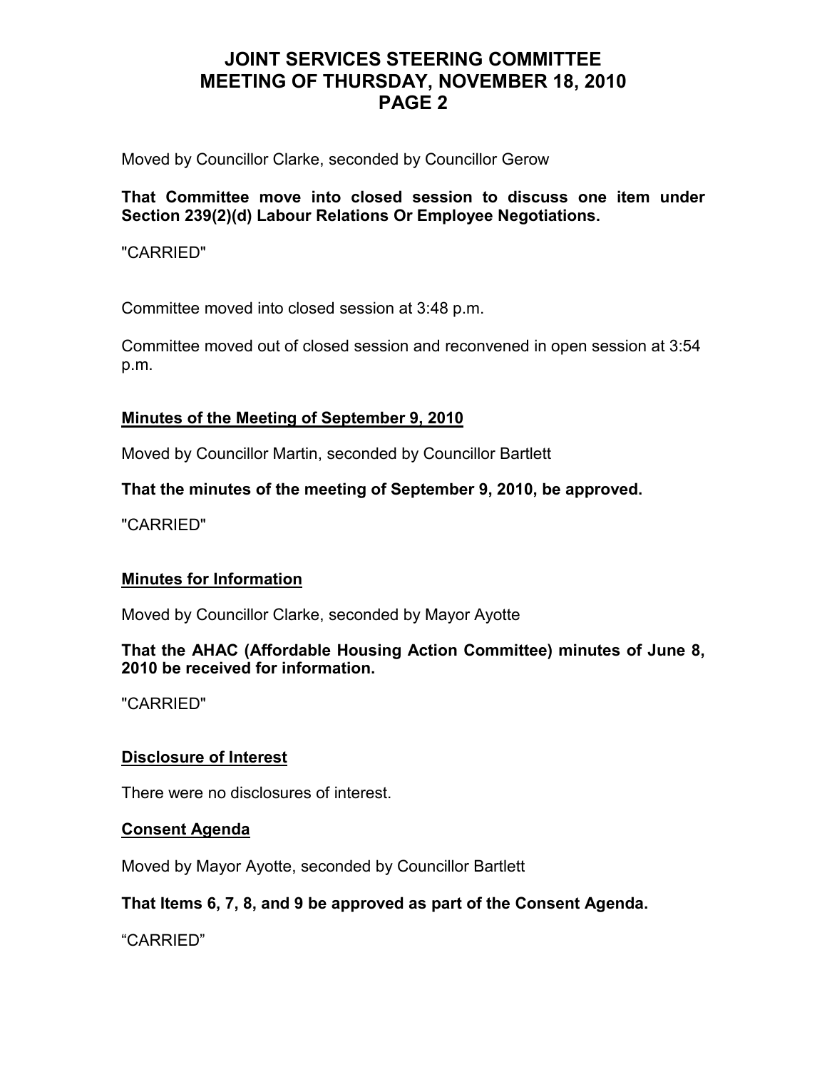Moved by Councillor Clarke, seconded by Councillor Gerow

**That Committee move into closed session to discuss one item under Section 239(2)(d) Labour Relations Or Employee Negotiations.**

"CARRIED"

Committee moved into closed session at 3:48 p.m.

Committee moved out of closed session and reconvened in open session at 3:54 p.m.

## Minutes of the Meeting of September 9, 2010

Moved by Councillor Martin, seconded by Councillor Bartlett

**That the minutes of the meeting of September 9, 2010, be approved.**

"CARRIED"

## Minutes for Information

Moved by Councillor Clarke, seconded by Mayor Ayotte

**That the AHAC (Affordable Housing Action Committee) minutes of June 8, 2010 be received for information.**

"CARRIED"

## Disclosure of Interest

There were no disclosures of interest.

## Consent Agenda

Moved by Mayor Ayotte, seconded by Councillor Bartlett

**That Items 6, 7, 8, and 9 be approved as part of the Consent Agenda.**

"CARRIED"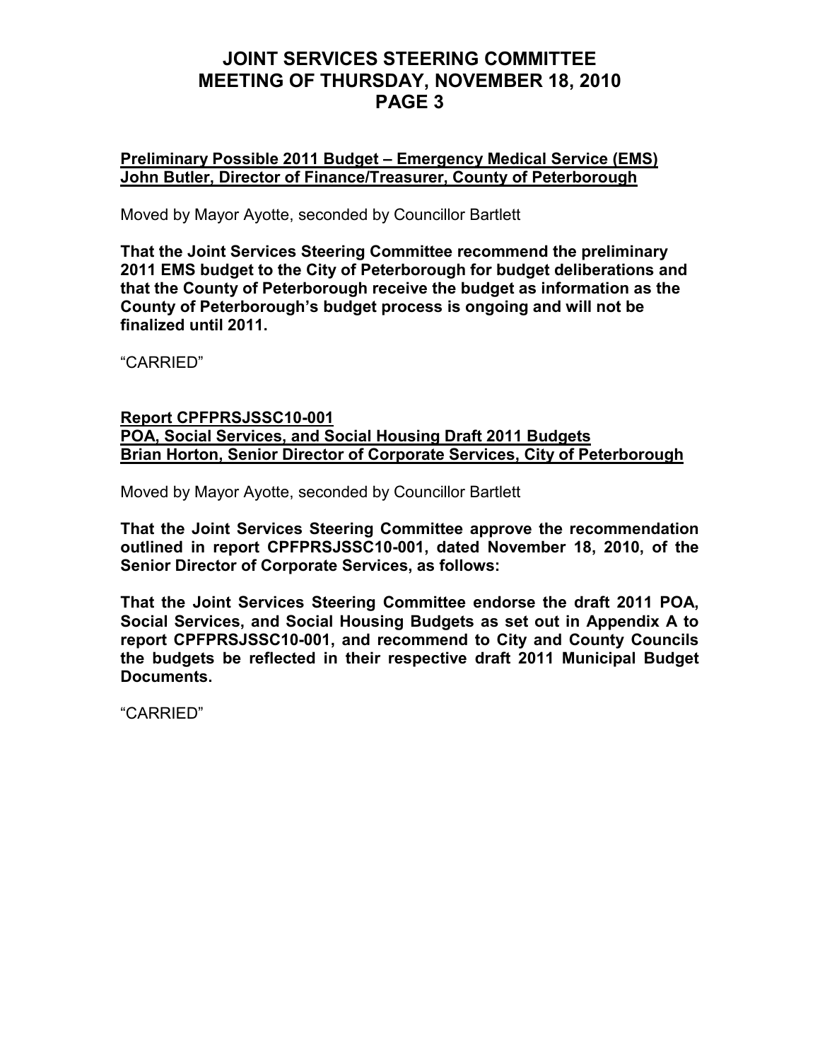**Preliminary Possible 2011 Budget – Emergency Medical Service (EMS)**
**John Butler, Director of Finance/Treasurer, County of Peterborough**

Moved by Mayor Ayotte, seconded by Councillor Bartlett

**That the Joint Services Steering Committee recommend the preliminary 2011 EMS budget to the City of Peterborough for budget deliberations and that the County of Peterborough receive the budget as information as the County of Peterborough's budget process is ongoing and will not be finalized until 2011.**

"CARRIED"

**Report CPFPRSJSSC10-001**
**POA, Social Services, and Social Housing Draft 2011 Budgets**
**Brian Horton, Senior Director of Corporate Services, City of Peterborough**

Moved by Mayor Ayotte, seconded by Councillor Bartlett

**That the Joint Services Steering Committee approve the recommendation outlined in report CPFPRSJSSC10-001, dated November 18, 2010, of the Senior Director of Corporate Services, as follows:**

**That the Joint Services Steering Committee endorse the draft 2011 POA, Social Services, and Social Housing Budgets as set out in Appendix A to report CPFPRSJSSC10-001, and recommend to City and County Councils the budgets be reflected in their respective draft 2011 Municipal Budget Documents.**

"CARRIED"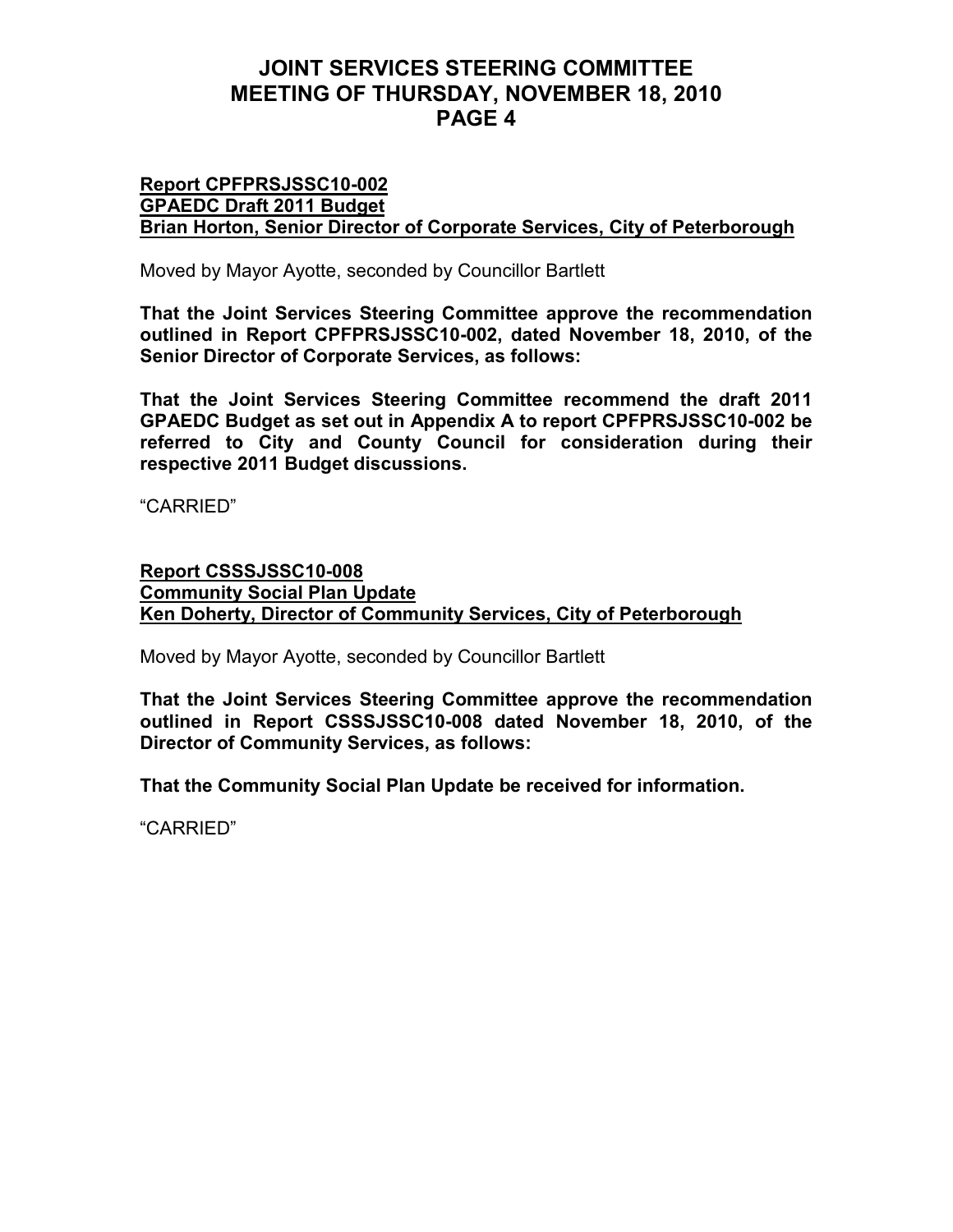**<u>Report CPFPRSJSSC10-002</u>**
**<u>GPAEDC Draft 2011 Budget</u>**
**<u>Brian Horton, Senior Director of Corporate Services, City of Peterborough</u>**

Moved by Mayor Ayotte, seconded by Councillor Bartlett

**That the Joint Services Steering Committee approve the recommendation outlined in Report CPFPRSJSSC10-002, dated November 18, 2010, of the Senior Director of Corporate Services, as follows:**

**That the Joint Services Steering Committee recommend the draft 2011 GPAEDC Budget as set out in Appendix A to report CPFPRSJSSC10-002 be referred to City and County Council for consideration during their respective 2011 Budget discussions.**

"CARRIED"

**<u>Report CSSSJSSC10-008</u>**
**<u>Community Social Plan Update</u>**
**<u>Ken Doherty, Director of Community Services, City of Peterborough</u>**

Moved by Mayor Ayotte, seconded by Councillor Bartlett

**That the Joint Services Steering Committee approve the recommendation outlined in Report CSSSJSSC10-008 dated November 18, 2010, of the Director of Community Services, as follows:**

**That the Community Social Plan Update be received for information.**

"CARRIED"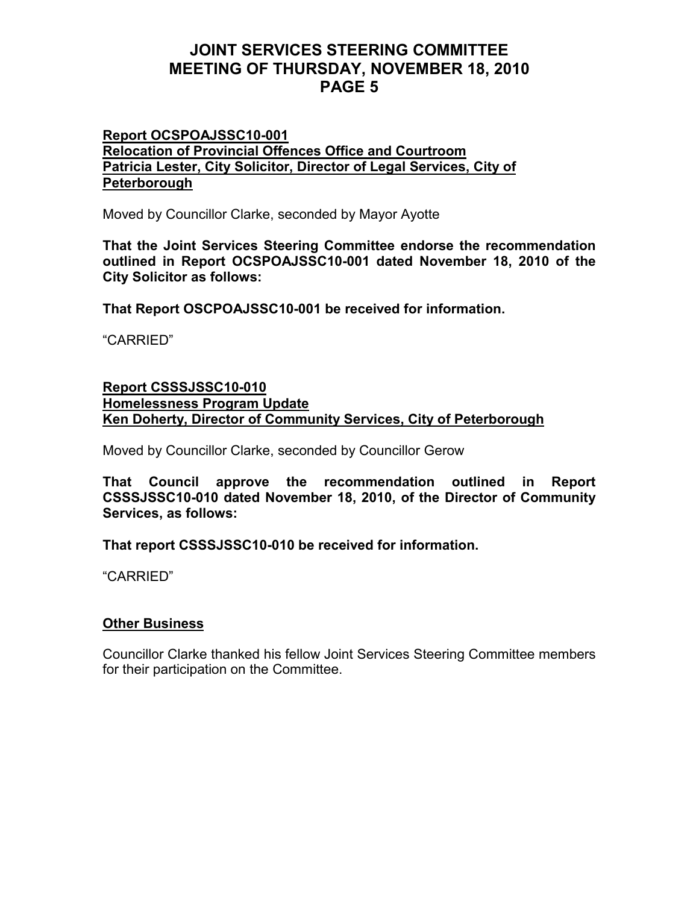**Report OCSPOAJSSC10-001**
**Relocation of Provincial Offences Office and Courtroom**
**Patricia Lester, City Solicitor, Director of Legal Services, City of Peterborough**

Moved by Councillor Clarke, seconded by Mayor Ayotte

**That the Joint Services Steering Committee endorse the recommendation outlined in Report OCSPOAJSSC10-001 dated November 18, 2010 of the City Solicitor as follows:**

**That Report OSCPOAJSSC10-001 be received for information.**

"CARRIED"

**Report CSSSJSSC10-010**
**Homelessness Program Update**
**Ken Doherty, Director of Community Services, City of Peterborough**

Moved by Councillor Clarke, seconded by Councillor Gerow

**That Council approve the recommendation outlined in Report CSSSJSSC10-010 dated November 18, 2010, of the Director of Community Services, as follows:**

**That report CSSSJSSC10-010 be received for information.**

"CARRIED"

**Other Business**

Councillor Clarke thanked his fellow Joint Services Steering Committee members for their participation on the Committee.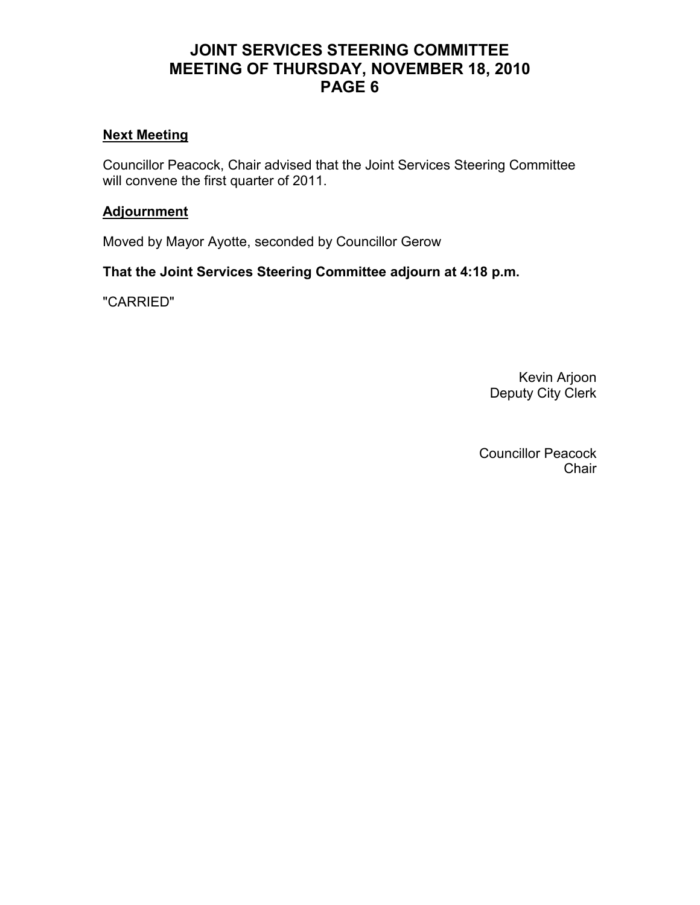**Next Meeting**

Councillor Peacock, Chair advised that the Joint Services Steering Committee will convene the first quarter of 2011.

**Adjournment**

Moved by Mayor Ayotte, seconded by Councillor Gerow

**That the Joint Services Steering Committee adjourn at 4:18 p.m.**

"CARRIED"

Kevin Arjoon
Deputy City Clerk

Councillor Peacock
Chair